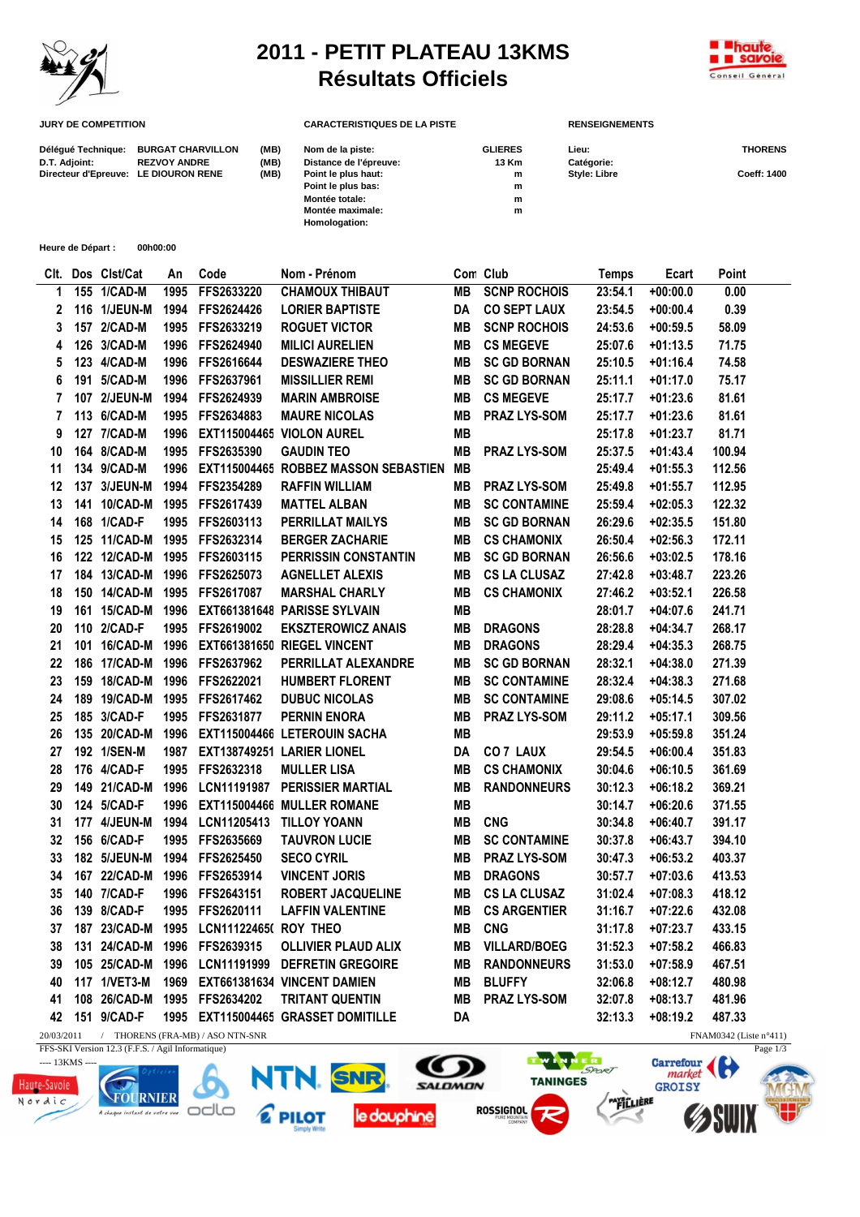# 2011 - PETIT PLATEAU 13KMS
## Résultats Officiels

**JURY DE COMPETITION**

| | | |
|---|---|---|
| Délégué Technique: | BURGAT CHARVILLON | (MB) |
| D.T. Adjoint: | REZVOY ANDRE | (MB) |
| Directeur d'Epreuve: | LE DIOURON RENE | (MB) |

**CARACTERISTIQUES DE LA PISTE**

| | |
|---|---|
| Nom de la piste: | GLIERES |
| Distance de l'épreuve: | 13 Km |
| Point le plus haut: | m |
| Point le plus bas: | m |
| Montée totale: | m |
| Montée maximale: | m |
| Homologation: | |

**RENSEIGNEMENTS**

| | |
|---|---|
| Lieu: | THORENS |
| Catégorie: | |
| Style: Libre | Coeff: 1400 |

**Heure de Départ :** 00h00:00

| Clt. | Dos | Clst/Cat | An | Code | Nom - Prénom | Com | Club | Temps | Ecart | Point |
|---|---|---|---|---|---|---|---|---|---|---|
| 1 | 155 | 1/CAD-M | 1995 | FFS2633220 | CHAMOUX THIBAUT | MB | SCNP ROCHOIS | 23:54.1 | +00:00.0 | 0.00 |
| 2 | 116 | 1/JEUN-M | 1994 | FFS2624426 | LORIER BAPTISTE | DA | CO SEPT LAUX | 23:54.5 | +00:00.4 | 0.39 |
| 3 | 157 | 2/CAD-M | 1995 | FFS2633219 | ROGUET VICTOR | MB | SCNP ROCHOIS | 24:53.6 | +00:59.5 | 58.09 |
| 4 | 126 | 3/CAD-M | 1996 | FFS2624940 | MILICI AURELIEN | MB | CS MEGEVE | 25:07.6 | +01:13.5 | 71.75 |
| 5 | 123 | 4/CAD-M | 1996 | FFS2616644 | DESWAZIERE THEO | MB | SC GD BORNAN | 25:10.5 | +01:16.4 | 74.58 |
| 6 | 191 | 5/CAD-M | 1996 | FFS2637961 | MISSILLIER REMI | MB | SC GD BORNAN | 25:11.1 | +01:17.0 | 75.17 |
| 7 | 107 | 2/JEUN-M | 1994 | FFS2624939 | MARIN AMBROISE | MB | CS MEGEVE | 25:17.7 | +01:23.6 | 81.61 |
| 7 | 113 | 6/CAD-M | 1995 | FFS2634883 | MAURE NICOLAS | MB | PRAZ LYS-SOM | 25:17.7 | +01:23.6 | 81.61 |
| 9 | 127 | 7/CAD-M | 1996 | EXT115004465 | VIOLON AUREL | MB | | 25:17.8 | +01:23.7 | 81.71 |
| 10 | 164 | 8/CAD-M | 1995 | FFS2635390 | GAUDIN TEO | MB | PRAZ LYS-SOM | 25:37.5 | +01:43.4 | 100.94 |
| 11 | 134 | 9/CAD-M | 1996 | EXT115004465 | ROBBEZ MASSON SEBASTIEN | MB | | 25:49.4 | +01:55.3 | 112.56 |
| 12 | 137 | 3/JEUN-M | 1994 | FFS2354289 | RAFFIN WILLIAM | MB | PRAZ LYS-SOM | 25:49.8 | +01:55.7 | 112.95 |
| 13 | 141 | 10/CAD-M | 1995 | FFS2617439 | MATTEL ALBAN | MB | SC CONTAMINE | 25:59.4 | +02:05.3 | 122.32 |
| 14 | 168 | 1/CAD-F | 1995 | FFS2603113 | PERRILLAT MAILYS | MB | SC GD BORNAN | 26:29.6 | +02:35.5 | 151.80 |
| 15 | 125 | 11/CAD-M | 1995 | FFS2632314 | BERGER ZACHARIE | MB | CS CHAMONIX | 26:50.4 | +02:56.3 | 172.11 |
| 16 | 122 | 12/CAD-M | 1995 | FFS2603115 | PERRISSIN CONSTANTIN | MB | SC GD BORNAN | 26:56.6 | +03:02.5 | 178.16 |
| 17 | 184 | 13/CAD-M | 1996 | FFS2625073 | AGNELLET ALEXIS | MB | CS LA CLUSAZ | 27:42.8 | +03:48.7 | 223.26 |
| 18 | 150 | 14/CAD-M | 1995 | FFS2617087 | MARSHAL CHARLY | MB | CS CHAMONIX | 27:46.2 | +03:52.1 | 226.58 |
| 19 | 161 | 15/CAD-M | 1996 | EXT661381648 | PARISSE SYLVAIN | MB | | 28:01.7 | +04:07.6 | 241.71 |
| 20 | 110 | 2/CAD-F | 1995 | FFS2619002 | EKSZTEROWICZ ANAIS | MB | DRAGONS | 28:28.8 | +04:34.7 | 268.17 |
| 21 | 101 | 16/CAD-M | 1996 | EXT661381650 | RIEGEL VINCENT | MB | DRAGONS | 28:29.4 | +04:35.3 | 268.75 |
| 22 | 186 | 17/CAD-M | 1996 | FFS2637962 | PERRILLAT ALEXANDRE | MB | SC GD BORNAN | 28:32.1 | +04:38.0 | 271.39 |
| 23 | 159 | 18/CAD-M | 1996 | FFS2622021 | HUMBERT FLORENT | MB | SC CONTAMINE | 28:32.4 | +04:38.3 | 271.68 |
| 24 | 189 | 19/CAD-M | 1995 | FFS2617462 | DUBUC NICOLAS | MB | SC CONTAMINE | 29:08.6 | +05:14.5 | 307.02 |
| 25 | 185 | 3/CAD-F | 1995 | FFS2631877 | PERNIN ENORA | MB | PRAZ LYS-SOM | 29:11.2 | +05:17.1 | 309.56 |
| 26 | 135 | 20/CAD-M | 1996 | EXT115004466 | LETEROUIN SACHA | MB | | 29:53.9 | +05:59.8 | 351.24 |
| 27 | 192 | 1/SEN-M | 1987 | EXT138749251 | LARIER LIONEL | DA | CO 7 LAUX | 29:54.5 | +06:00.4 | 351.83 |
| 28 | 176 | 4/CAD-F | 1995 | FFS2632318 | MULLER LISA | MB | CS CHAMONIX | 30:04.6 | +06:10.5 | 361.69 |
| 29 | 149 | 21/CAD-M | 1996 | LCN11191987 | PERISSIER MARTIAL | MB | RANDONNEURS | 30:12.3 | +06:18.2 | 369.21 |
| 30 | 124 | 5/CAD-F | 1996 | EXT115004466 | MULLER ROMANE | MB | | 30:14.7 | +06:20.6 | 371.55 |
| 31 | 177 | 4/JEUN-M | 1994 | LCN11205413 | TILLOY YOANN | MB | CNG | 30:34.8 | +06:40.7 | 391.17 |
| 32 | 156 | 6/CAD-F | 1995 | FFS2635669 | TAUVRON LUCIE | MB | SC CONTAMINE | 30:37.8 | +06:43.7 | 394.10 |
| 33 | 182 | 5/JEUN-M | 1994 | FFS2625450 | SECO CYRIL | MB | PRAZ LYS-SOM | 30:47.3 | +06:53.2 | 403.37 |
| 34 | 167 | 22/CAD-M | 1996 | FFS2653914 | VINCENT JORIS | MB | DRAGONS | 30:57.7 | +07:03.6 | 413.53 |
| 35 | 140 | 7/CAD-F | 1996 | FFS2643151 | ROBERT JACQUELINE | MB | CS LA CLUSAZ | 31:02.4 | +07:08.3 | 418.12 |
| 36 | 139 | 8/CAD-F | 1995 | FFS2620111 | LAFFIN VALENTINE | MB | CS ARGENTIER | 31:16.7 | +07:22.6 | 432.08 |
| 37 | 187 | 23/CAD-M | 1995 | LCN11122465( | ROY THEO | MB | CNG | 31:17.8 | +07:23.7 | 433.15 |
| 38 | 131 | 24/CAD-M | 1996 | FFS2639315 | OLLIVIER PLAUD ALIX | MB | VILLARD/BOEG | 31:52.3 | +07:58.2 | 466.83 |
| 39 | 105 | 25/CAD-M | 1996 | LCN11191999 | DEFRETIN GREGOIRE | MB | RANDONNEURS | 31:53.0 | +07:58.9 | 467.51 |
| 40 | 117 | 1/VET3-M | 1969 | EXT661381634 | VINCENT DAMIEN | MB | BLUFFY | 32:06.8 | +08:12.7 | 480.98 |
| 41 | 108 | 26/CAD-M | 1995 | FFS2634202 | TRITANT QUENTIN | MB | PRAZ LYS-SOM | 32:07.8 | +08:13.7 | 481.96 |
| 42 | 151 | 9/CAD-F | 1995 | EXT115004465 | GRASSET DOMITILLE | DA | | 32:13.3 | +08:19.2 | 487.33 |

20/03/2011 / THORENS (FRA-MB) / ASO NTN-SNR — FNAM0342 (Liste n°411)

FFS-SKI Version 12.3 (F.F.S. / Agil Informatique)

---- 13KMS ----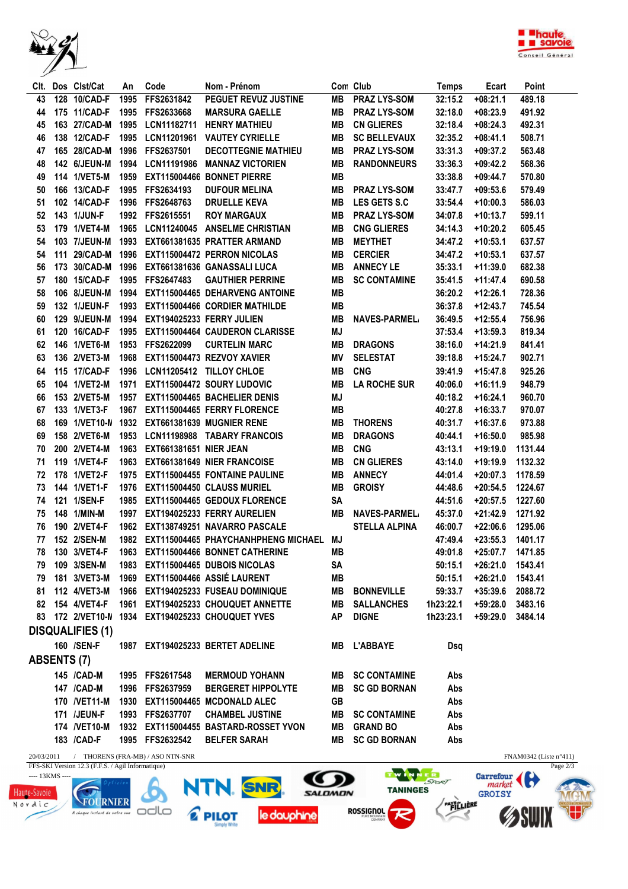| Clt. | Dos | Clst/Cat | An | Code | Nom - Prénom | Com | Club | Temps | Ecart | Point |
|---|---|---|---|---|---|---|---|---|---|---|
| 43 | 128 | 10/CAD-F | 1995 | FFS2631842 | PEGUET REVUZ JUSTINE | MB | PRAZ LYS-SOM | 32:15.2 | +08:21.1 | 489.18 |
| 44 | 175 | 11/CAD-F | 1995 | FFS2633668 | MARSURA GAELLE | MB | PRAZ LYS-SOM | 32:18.0 | +08:23.9 | 491.92 |
| 45 | 163 | 27/CAD-M | 1995 | LCN11182711 | HENRY MATHIEU | MB | CN GLIERES | 32:18.4 | +08:24.3 | 492.31 |
| 46 | 138 | 12/CAD-F | 1995 | LCN11201961 | VAUTEY CYRIELLE | MB | SC BELLEVAUX | 32:35.2 | +08:41.1 | 508.71 |
| 47 | 165 | 28/CAD-M | 1996 | FFS2637501 | DECOTTEGNIE MATHIEU | MB | PRAZ LYS-SOM | 33:31.3 | +09:37.2 | 563.48 |
| 48 | 142 | 6/JEUN-M | 1994 | LCN11191986 | MANNAZ VICTORIEN | MB | RANDONNEURS | 33:36.3 | +09:42.2 | 568.36 |
| 49 | 114 | 1/VET5-M | 1959 | EXT115004466 | BONNET PIERRE | MB | | 33:38.8 | +09:44.7 | 570.80 |
| 50 | 166 | 13/CAD-F | 1995 | FFS2634193 | DUFOUR MELINA | MB | PRAZ LYS-SOM | 33:47.7 | +09:53.6 | 579.49 |
| 51 | 102 | 14/CAD-F | 1996 | FFS2648763 | DRUELLE KEVA | MB | LES GETS S.C | 33:54.4 | +10:00.3 | 586.03 |
| 52 | 143 | 1/JUN-F | 1992 | FFS2615551 | ROY MARGAUX | MB | PRAZ LYS-SOM | 34:07.8 | +10:13.7 | 599.11 |
| 53 | 179 | 1/VET4-M | 1965 | LCN11240045 | ANSELME CHRISTIAN | MB | CNG GLIERES | 34:14.3 | +10:20.2 | 605.45 |
| 54 | 103 | 7/JEUN-M | 1993 | EXT661381635 | PRATTER ARMAND | MB | MEYTHET | 34:47.2 | +10:53.1 | 637.57 |
| 54 | 111 | 29/CAD-M | 1996 | EXT115004472 | PERRON NICOLAS | MB | CERCIER | 34:47.2 | +10:53.1 | 637.57 |
| 56 | 173 | 30/CAD-M | 1996 | EXT661381636 | GANASSALI LUCA | MB | ANNECY LE | 35:33.1 | +11:39.0 | 682.38 |
| 57 | 180 | 15/CAD-F | 1995 | FFS2647483 | GAUTHIER PERRINE | MB | SC CONTAMINE | 35:41.5 | +11:47.4 | 690.58 |
| 58 | 106 | 8/JEUN-M | 1994 | EXT115004465 | DEHARVENG ANTOINE | MB | | 36:20.2 | +12:26.1 | 728.36 |
| 59 | 132 | 1/JEUN-F | 1993 | EXT115004466 | CORDIER MATHILDE | MB | | 36:37.8 | +12:43.7 | 745.54 |
| 60 | 129 | 9/JEUN-M | 1994 | EXT194025233 | FERRY JULIEN | MB | NAVES-PARMEL | 36:49.5 | +12:55.4 | 756.96 |
| 61 | 120 | 16/CAD-F | 1995 | EXT115004464 | CAUDERON CLARISSE | MJ | | 37:53.4 | +13:59.3 | 819.34 |
| 62 | 146 | 1/VET6-M | 1953 | FFS2622099 | CURTELIN MARC | MB | DRAGONS | 38:16.0 | +14:21.9 | 841.41 |
| 63 | 136 | 2/VET3-M | 1968 | EXT115004473 | REZVOY XAVIER | MV | SELESTAT | 39:18.8 | +15:24.7 | 902.71 |
| 64 | 115 | 17/CAD-F | 1996 | LCN11205412 | TILLOY CHLOE | MB | CNG | 39:41.9 | +15:47.8 | 925.26 |
| 65 | 104 | 1/VET2-M | 1971 | EXT115004472 | SOURY LUDOVIC | MB | LA ROCHE SUR | 40:06.0 | +16:11.9 | 948.79 |
| 66 | 153 | 2/VET5-M | 1957 | EXT115004465 | BACHELIER DENIS | MJ | | 40:18.2 | +16:24.1 | 960.70 |
| 67 | 133 | 1/VET3-F | 1967 | EXT115004465 | FERRY FLORENCE | MB | | 40:27.8 | +16:33.7 | 970.07 |
| 68 | 169 | 1/VET10-M | 1932 | EXT661381639 | MUGNIER RENE | MB | THORENS | 40:31.7 | +16:37.6 | 973.88 |
| 69 | 158 | 2/VET6-M | 1953 | LCN11198988 | TABARY FRANCOIS | MB | DRAGONS | 40:44.1 | +16:50.0 | 985.98 |
| 70 | 200 | 2/VET4-M | 1963 | EXT661381651 | NIER JEAN | MB | CNG | 43:13.1 | +19:19.0 | 1131.44 |
| 71 | 119 | 1/VET4-F | 1963 | EXT661381649 | NIER FRANCOISE | MB | CN GLIERES | 43:14.0 | +19:19.9 | 1132.32 |
| 72 | 178 | 1/VET2-F | 1975 | EXT115004455 | FONTAINE PAULINE | MB | ANNECY | 44:01.4 | +20:07.3 | 1178.59 |
| 73 | 144 | 1/VET1-F | 1976 | EXT115004450 | CLAUSS MURIEL | MB | GROISY | 44:48.6 | +20:54.5 | 1224.67 |
| 74 | 121 | 1/SEN-F | 1985 | EXT115004465 | GEDOUX FLORENCE | SA | | 44:51.6 | +20:57.5 | 1227.60 |
| 75 | 148 | 1/MIN-M | 1997 | EXT194025233 | FERRY AURELIEN | MB | NAVES-PARMEL | 45:37.0 | +21:42.9 | 1271.92 |
| 76 | 190 | 2/VET4-F | 1962 | EXT138749251 | NAVARRO PASCALE | | STELLA ALPINA | 46:00.7 | +22:06.6 | 1295.06 |
| 77 | 152 | 2/SEN-M | 1982 | EXT115004465 | PHAYCHANHPHENG MICHAEL | MJ | | 47:49.4 | +23:55.3 | 1401.17 |
| 78 | 130 | 3/VET4-F | 1963 | EXT115004466 | BONNET CATHERINE | MB | | 49:01.8 | +25:07.7 | 1471.85 |
| 79 | 109 | 3/SEN-M | 1983 | EXT115004465 | DUBOIS NICOLAS | SA | | 50:15.1 | +26:21.0 | 1543.41 |
| 79 | 181 | 3/VET3-M | 1969 | EXT115004466 | ASSIÉ LAURENT | MB | | 50:15.1 | +26:21.0 | 1543.41 |
| 81 | 112 | 4/VET3-M | 1966 | EXT194025233 | FUSEAU DOMINIQUE | MB | BONNEVILLE | 59:33.7 | +35:39.6 | 2088.72 |
| 82 | 154 | 4/VET4-F | 1961 | EXT194025233 | CHOUQUET ANNETTE | MB | SALLANCHES | 1h23:22.1 | +59:28.0 | 3483.16 |
| 83 | 172 | 2/VET10-M | 1934 | EXT194025233 | CHOUQUET YVES | AP | DIGNE | 1h23:23.1 | +59:29.0 | 3484.14 |

## DISQUALIFIES (1)

| Dos | Clst/Cat | An | Code | Nom - Prénom | Com | Club | Temps |
|---|---|---|---|---|---|---|---|
| 160 | /SEN-F | 1987 | EXT194025233 | BERTET ADELINE | MB | L'ABBAYE | Dsq |

## ABSENTS (7)

| Dos | Clst/Cat | An | Code | Nom - Prénom | Com | Club | Temps |
|---|---|---|---|---|---|---|---|
| 145 | /CAD-M | 1995 | FFS2617548 | MERMOUD YOHANN | MB | SC CONTAMINE | Abs |
| 147 | /CAD-M | 1996 | FFS2637959 | BERGERET HIPPOLYTE | MB | SC GD BORNAN | Abs |
| 170 | /VET11-M | 1930 | EXT115004465 | MCDONALD ALEC | GB | | Abs |
| 171 | /JEUN-F | 1993 | FFS2637707 | CHAMBEL JUSTINE | MB | SC CONTAMINE | Abs |
| 174 | /VET10-M | 1932 | EXT115004455 | BASTARD-ROSSET YVON | MB | GRAND BO | Abs |
| 183 | /CAD-F | 1995 | FFS2632542 | BELFER SARAH | MB | SC GD BORNAN | Abs |

20/03/2011 / THORENS (FRA-MB) / ASO NTN-SNR — FNAM0342 (Liste n°411)

FFS-SKI Version 12.3 (F.F.S. / Agil Informatique)

---- 13KMS ----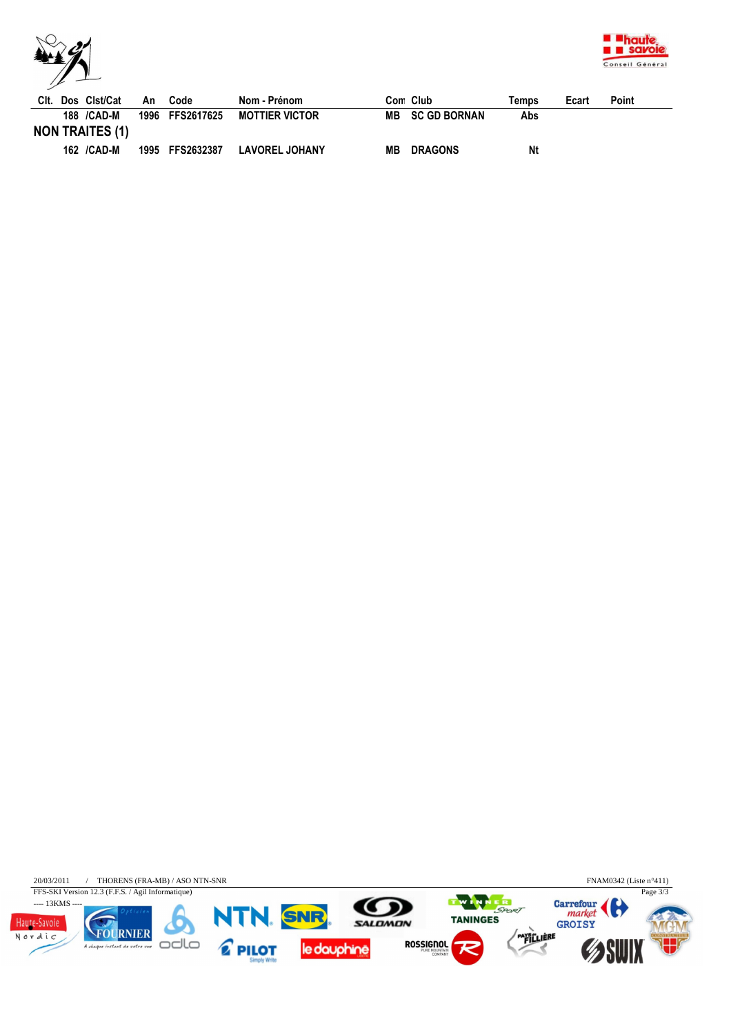| Clt. | Dos | Clst/Cat | An | Code | Nom - Prénom | Com | Club | Temps | Ecart | Point |
|---|---|---|---|---|---|---|---|---|---|---|
| | 188 | /CAD-M | 1996 | FFS2617625 | MOTTIER VICTOR | MB | SC GD BORNAN | Abs | | |

## NON TRAITES (1)

| Clt. | Dos | Clst/Cat | An | Code | Nom - Prénom | Com | Club | Temps | Ecart | Point |
|---|---|---|---|---|---|---|---|---|---|---|
| | 162 | /CAD-M | 1995 | FFS2632387 | LAVOREL JOHANY | MB | DRAGONS | Nt | | |

20/03/2011 / THORENS (FRA-MB) / ASO NTN-SNR

FNAM0342 (Liste n°411)

FFS-SKI Version 12.3 (F.F.S. / Agil Informatique)

---- 13KMS ----